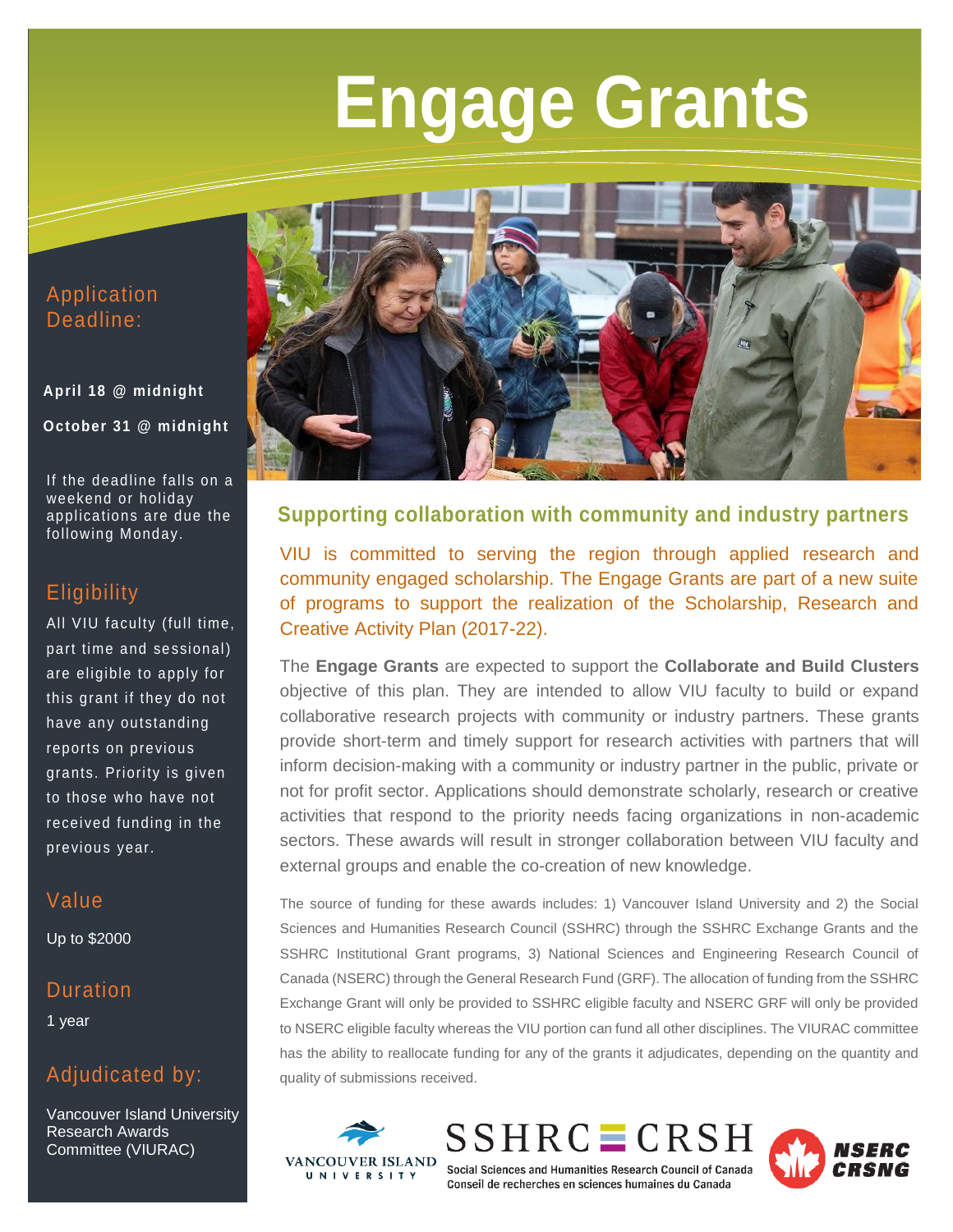# Engage Grants

## Application Deadline:

**April 18 @ midnight**

**October 31 @ midnight**

If the deadline falls on a weekend or holiday applications are due the following Monday.

## Eligibility

All VIU faculty (full time, part time and sessional) are eligible to apply for this grant if they do not have any outstanding reports on previous grants. Priority is given to those who have not received funding in the previous year.

## Value

Up to $2000

## Duration

1 year

## Adjudicated by:

Vancouver Island University Research Awards Committee (VIURAC)

## Supporting collaboration with community and industry partners

VIU is committed to serving the region through applied research and community engaged scholarship. The Engage Grants are part of a new suite of programs to support the realization of the Scholarship, Research and Creative Activity Plan (2017-22).

The **Engage Grants** are expected to support the **Collaborate and Build Clusters** objective of this plan. They are intended to allow VIU faculty to build or expand collaborative research projects with community or industry partners. These grants provide short-term and timely support for research activities with partners that will inform decision-making with a community or industry partner in the public, private or not for profit sector. Applications should demonstrate scholarly, research or creative activities that respond to the priority needs facing organizations in non-academic sectors. These awards will result in stronger collaboration between VIU faculty and external groups and enable the co-creation of new knowledge.

The source of funding for these awards includes: 1) Vancouver Island University and 2) the Social Sciences and Humanities Research Council (SSHRC) through the SSHRC Exchange Grants and the SSHRC Institutional Grant programs, 3) National Sciences and Engineering Research Council of Canada (NSERC) through the General Research Fund (GRF). The allocation of funding from the SSHRC Exchange Grant will only be provided to SSHRC eligible faculty and NSERC GRF will only be provided to NSERC eligible faculty whereas the VIU portion can fund all other disciplines. The VIURAC committee has the ability to reallocate funding for any of the grants it adjudicates, depending on the quantity and quality of submissions received.

Vancouver Island University

SSHRC CRSH — Social Sciences and Humanities Research Council of Canada / Conseil de recherches en sciences humaines du Canada

NSERC CRSNG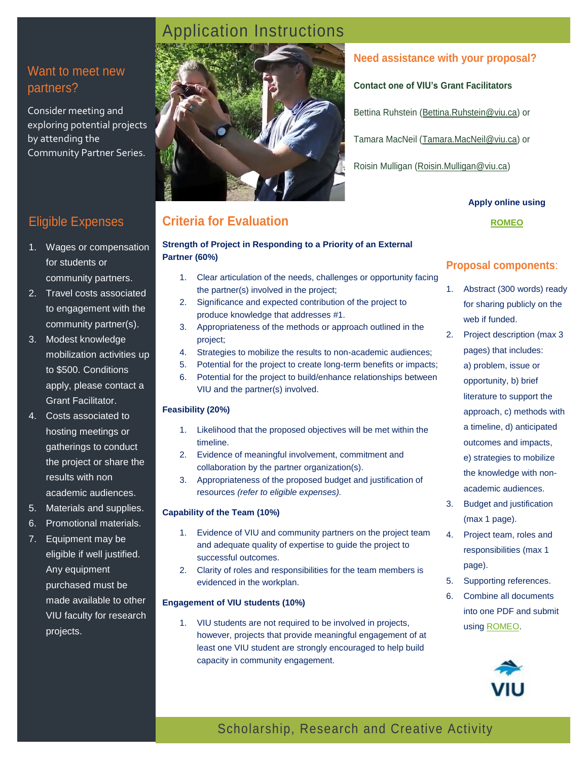# Application Instructions

## Want to meet new partners?

Consider meeting and exploring potential projects by attending the Community Partner Series.

## Eligible Expenses

1. Wages or compensation for students or community partners.
2. Travel costs associated to engagement with the community partner(s).
3. Modest knowledge mobilization activities up to $500. Conditions apply, please contact a Grant Facilitator.
4. Costs associated to hosting meetings or gatherings to conduct the project or share the results with non academic audiences.
5. Materials and supplies.
6. Promotional materials.
7. Equipment may be eligible if well justified. Any equipment purchased must be made available to other VIU faculty for research projects.

## Need assistance with your proposal?

**Contact one of VIU's Grant Facilitators**

Bettina Ruhstein (Bettina.Ruhstein@viu.ca) or

Tamara MacNeil (Tamara.MacNeil@viu.ca) or

Roisin Mulligan (Roisin.Mulligan@viu.ca)

## Criteria for Evaluation

**Strength of Project in Responding to a Priority of an External Partner (60%)**

1. Clear articulation of the needs, challenges or opportunity facing the partner(s) involved in the project;
2. Significance and expected contribution of the project to produce knowledge that addresses #1.
3. Appropriateness of the methods or approach outlined in the project;
4. Strategies to mobilize the results to non-academic audiences;
5. Potential for the project to create long-term benefits or impacts;
6. Potential for the project to build/enhance relationships between VIU and the partner(s) involved.

**Feasibility (20%)**

1. Likelihood that the proposed objectives will be met within the timeline.
2. Evidence of meaningful involvement, commitment and collaboration by the partner organization(s).
3. Appropriateness of the proposed budget and justification of resources *(refer to eligible expenses).*

**Capability of the Team (10%)**

1. Evidence of VIU and community partners on the project team and adequate quality of expertise to guide the project to successful outcomes.
2. Clarity of roles and responsibilities for the team members is evidenced in the workplan.

**Engagement of VIU students (10%)**

1. VIU students are not required to be involved in projects, however, projects that provide meaningful engagement of at least one VIU student are strongly encouraged to help build capacity in community engagement.

**Apply online using**

**ROMEO**

## Proposal components:

1. Abstract (300 words) ready for sharing publicly on the web if funded.
2. Project description (max 3 pages) that includes: a) problem, issue or opportunity, b) brief literature to support the approach, c) methods with a timeline, d) anticipated outcomes and impacts, e) strategies to mobilize the knowledge with non-academic audiences.
3. Budget and justification (max 1 page).
4. Project team, roles and responsibilities (max 1 page).
5. Supporting references.
6. Combine all documents into one PDF and submit using ROMEO.

VIU

Scholarship, Research and Creative Activity